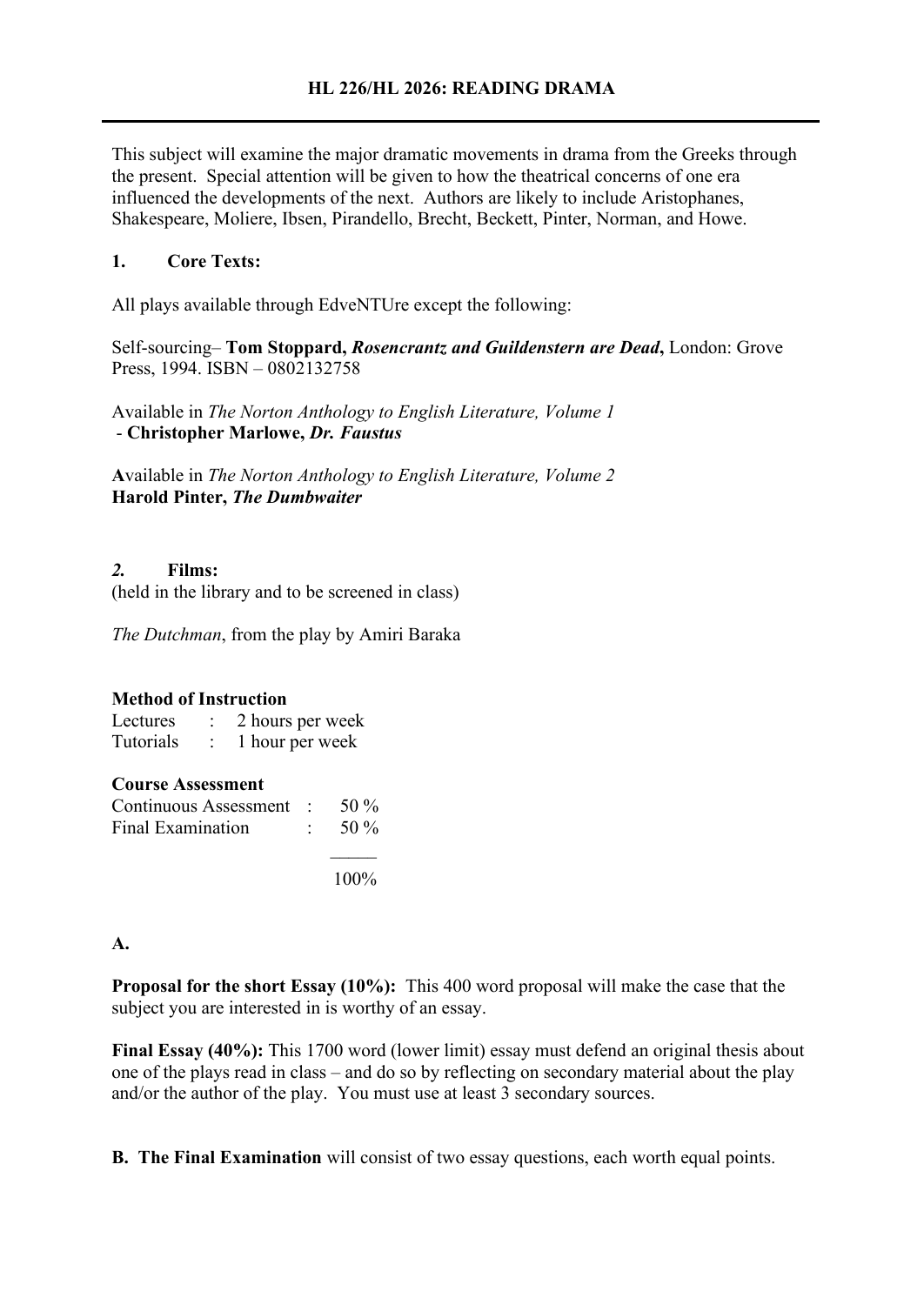# HL 226/HL 2026: READING DRAMA

This subject will examine the major dramatic movements in drama from the Greeks through the present. Special attention will be given to how the theatrical concerns of one era influenced the developments of the next. Authors are likely to include Aristophanes, Shakespeare, Moliere, Ibsen, Pirandello, Brecht, Beckett, Pinter, Norman, and Howe.

## 1. Core Texts:

All plays available through EdveNTUre except the following:

Self-sourcing– **Tom Stoppard, *Rosencrantz and Guildenstern are Dead***, London: Grove Press, 1994. ISBN – 0802132758

Available in *The Norton Anthology to English Literature, Volume 1*
- **Christopher Marlowe, *Dr. Faustus***

**A**vailable in *The Norton Anthology to English Literature, Volume 2*
**Harold Pinter, *The Dumbwaiter***

## *2.* Films:

(held in the library and to be screened in class)

*The Dutchman*, from the play by Amiri Baraka

**Method of Instruction**

| | | |
|---|---|---|
| Lectures | : | 2 hours per week |
| Tutorials | : | 1 hour per week |

**Course Assessment**

| | | |
|---|---|---|
| Continuous Assessment | : | 50 % |
| Final Examination | : | 50 % |
| | | 100% |

**A.**

**Proposal for the short Essay (10%):** This 400 word proposal will make the case that the subject you are interested in is worthy of an essay.

**Final Essay (40%):** This 1700 word (lower limit) essay must defend an original thesis about one of the plays read in class – and do so by reflecting on secondary material about the play and/or the author of the play. You must use at least 3 secondary sources.

**B. The Final Examination** will consist of two essay questions, each worth equal points.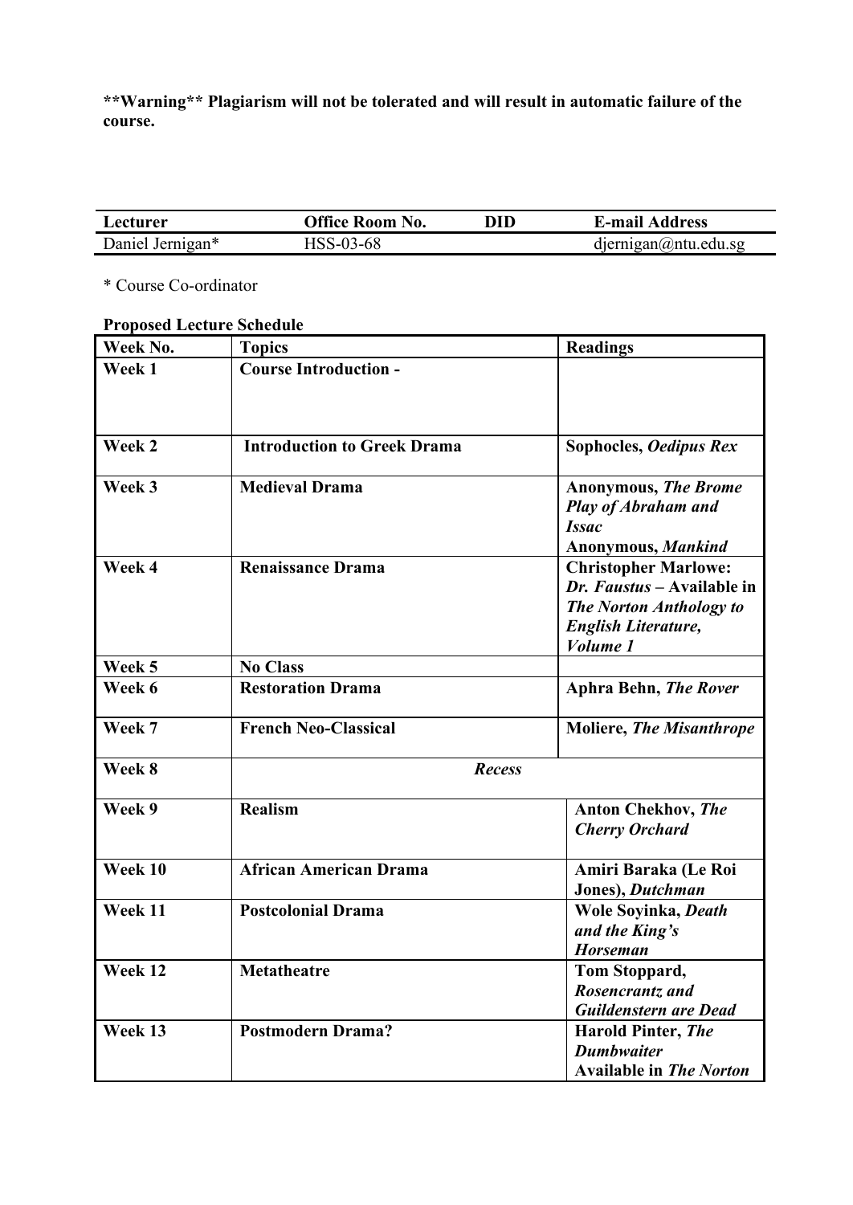**\*\*Warning\*\* Plagiarism will not be tolerated and will result in automatic failure of the course.**

| Lecturer | Office Room No. | DID | E-mail Address |
|---|---|---|---|
| Daniel Jernigan* | HSS-03-68 | | djernigan@ntu.edu.sg |

\* Course Co-ordinator

**Proposed Lecture Schedule**

| Week No. | Topics | Readings |
|---|---|---|
| **Week 1** | **Course Introduction -** | |
| **Week 2** | **Introduction to Greek Drama** | **Sophocles, *Oedipus Rex*** |
| **Week 3** | **Medieval Drama** | **Anonymous, *The Brome Play of Abraham and Issac*** <br> **Anonymous, *Mankind*** |
| **Week 4** | **Renaissance Drama** | **Christopher Marlowe: *Dr. Faustus* – Available in *The Norton Anthology to English Literature, Volume 1*** |
| **Week 5** | **No Class** | |
| **Week 6** | **Restoration Drama** | **Aphra Behn, *The Rover*** |
| **Week 7** | **French Neo-Classical** | **Moliere, *The Misanthrope*** |
| **Week 8** | ***Recess*** | |
| **Week 9** | **Realism** | **Anton Chekhov, *The Cherry Orchard*** |
| **Week 10** | **African American Drama** | **Amiri Baraka (Le Roi Jones), *Dutchman*** |
| **Week 11** | **Postcolonial Drama** | **Wole Soyinka, *Death and the King's Horseman*** |
| **Week 12** | **Metatheatre** | **Tom Stoppard, *Rosencrantz and Guildenstern are Dead*** |
| **Week 13** | **Postmodern Drama?** | **Harold Pinter, *The Dumbwaiter*** <br> **Available in *The Norton*** |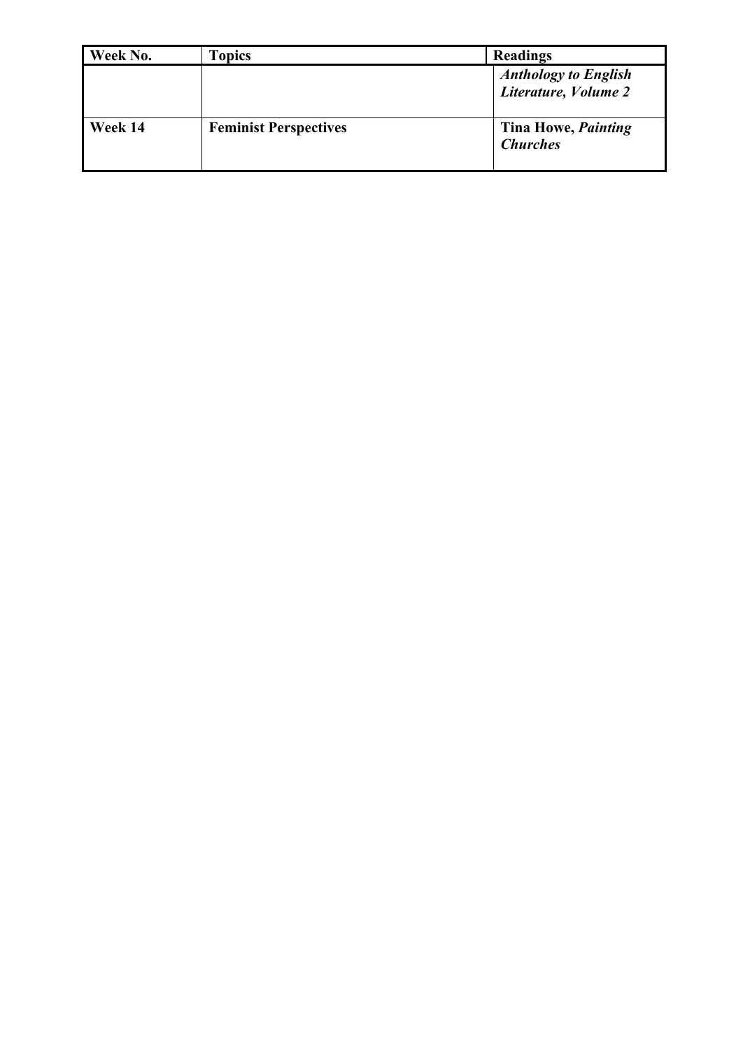| Week No. | Topics | Readings |
|---|---|---|
| | | ***Anthology to English Literature, Volume 2*** |
| **Week 14** | **Feminist Perspectives** | **Tina Howe, *Painting Churches*** |